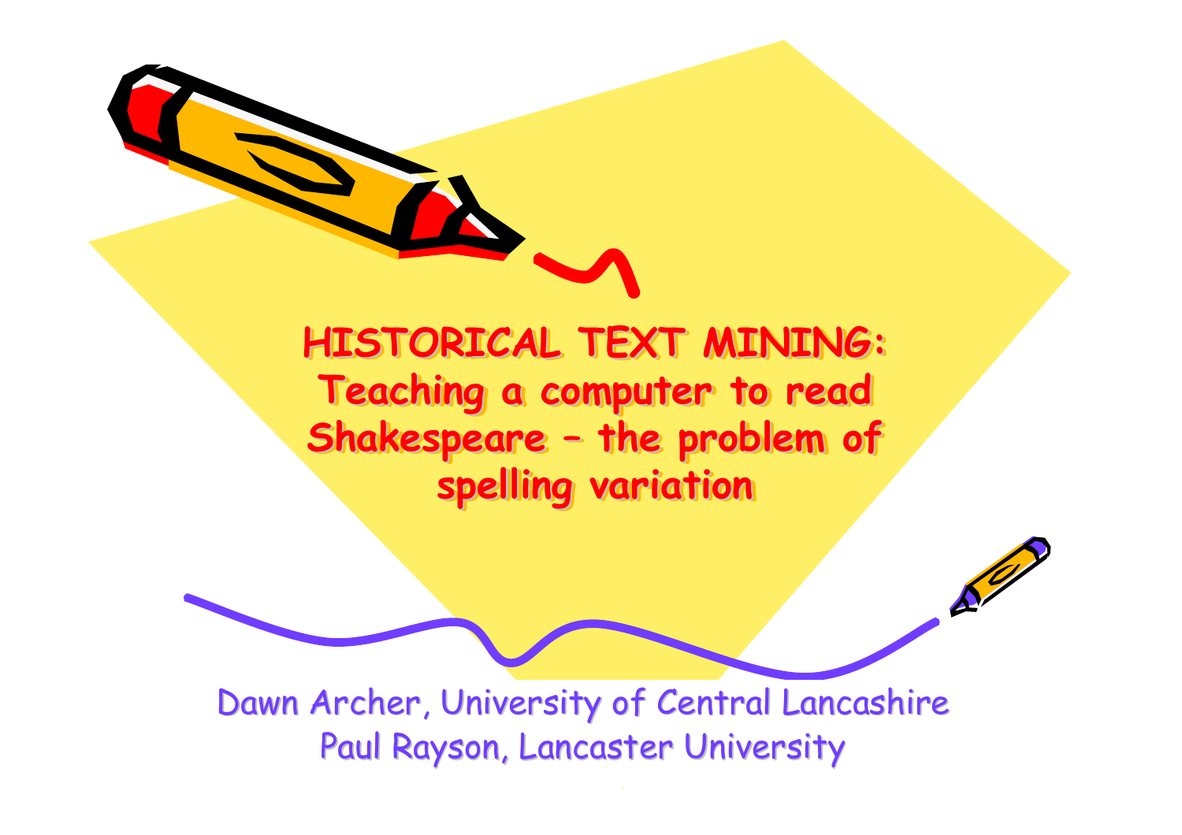# HISTORICAL TEXT MINING: Teaching a computer to read Shakespeare – the problem of spelling variation

Dawn Archer, University of Central Lancashire

Paul Rayson, Lancaster University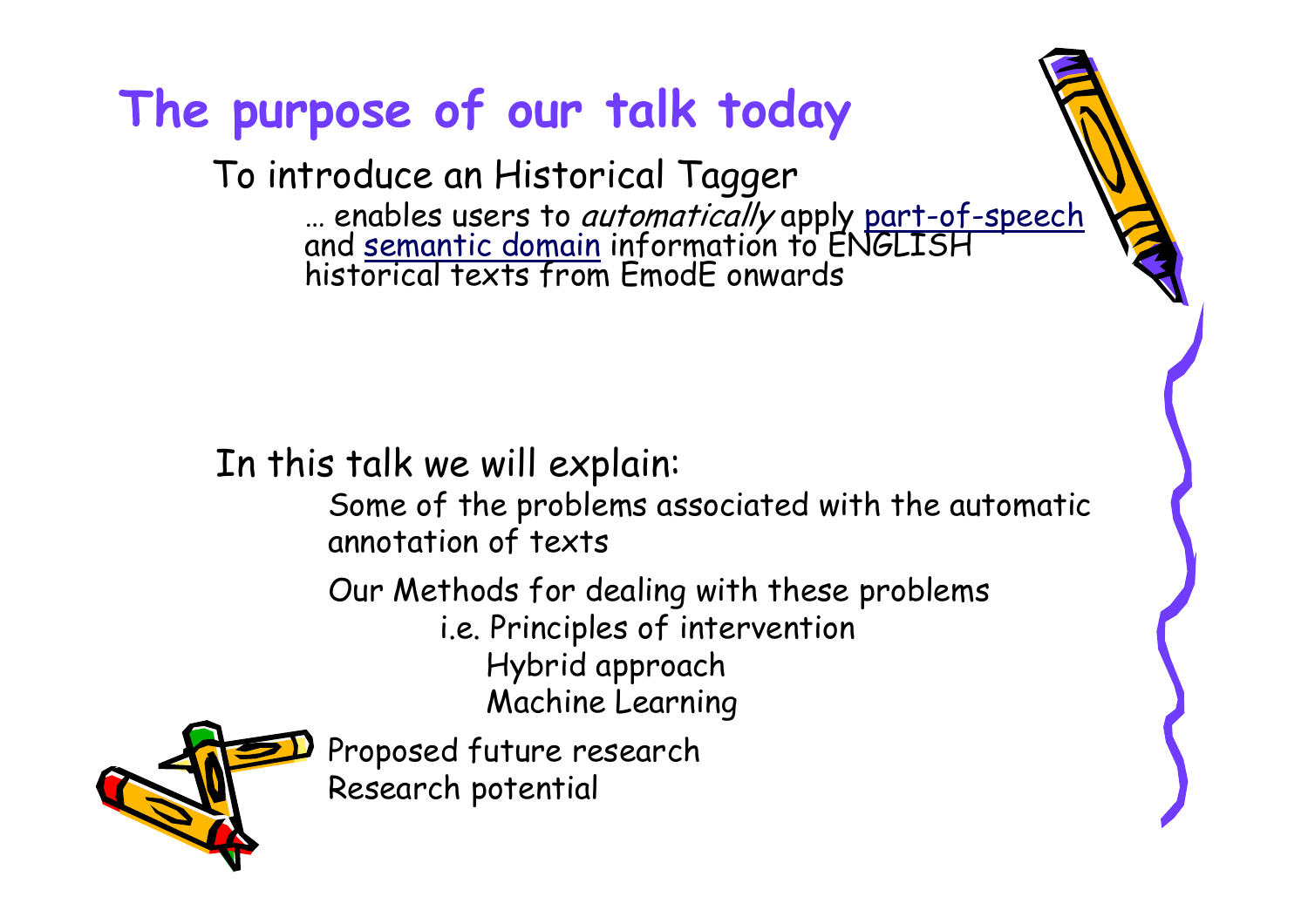# The purpose of our talk today

To introduce an Historical Tagger

… enables users to *automatically* apply part-of-speech and semantic domain information to ENGLISH historical texts from EmodE onwards

In this talk we will explain:

- Some of the problems associated with the automatic annotation of texts
- Our Methods for dealing with these problems
  - i.e. Principles of intervention
    - Hybrid approach
    - Machine Learning
- Proposed future research
- Research potential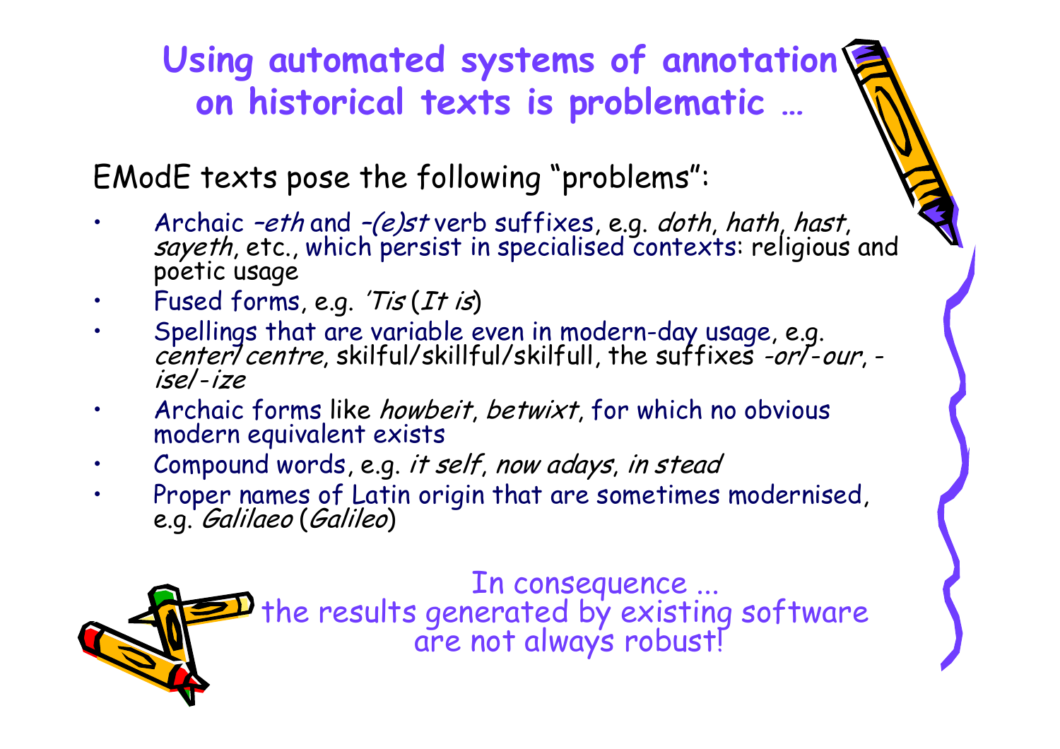# Using automated systems of annotation on historical texts is problematic …

EModE texts pose the following "problems":

- Archaic *–eth* and *–(e)st* verb suffixes, e.g. *doth*, *hath*, *hast*, *sayeth*, etc., which persist in specialised contexts: religious and poetic usage
- Fused forms, e.g. *'Tis* (*It is*)
- Spellings that are variable even in modern-day usage, e.g. *center*/*centre*, skilful/skillful/skilfull, the suffixes *-or*/*-our*, *-ise*/*-ize*
- Archaic forms like *howbeit*, *betwixt*, for which no obvious modern equivalent exists
- Compound words, e.g. *it self*, *now adays*, *in stead*
- Proper names of Latin origin that are sometimes modernised, e.g. *Galilaeo* (*Galileo*)

In consequence ...
the results generated by existing software are not always robust!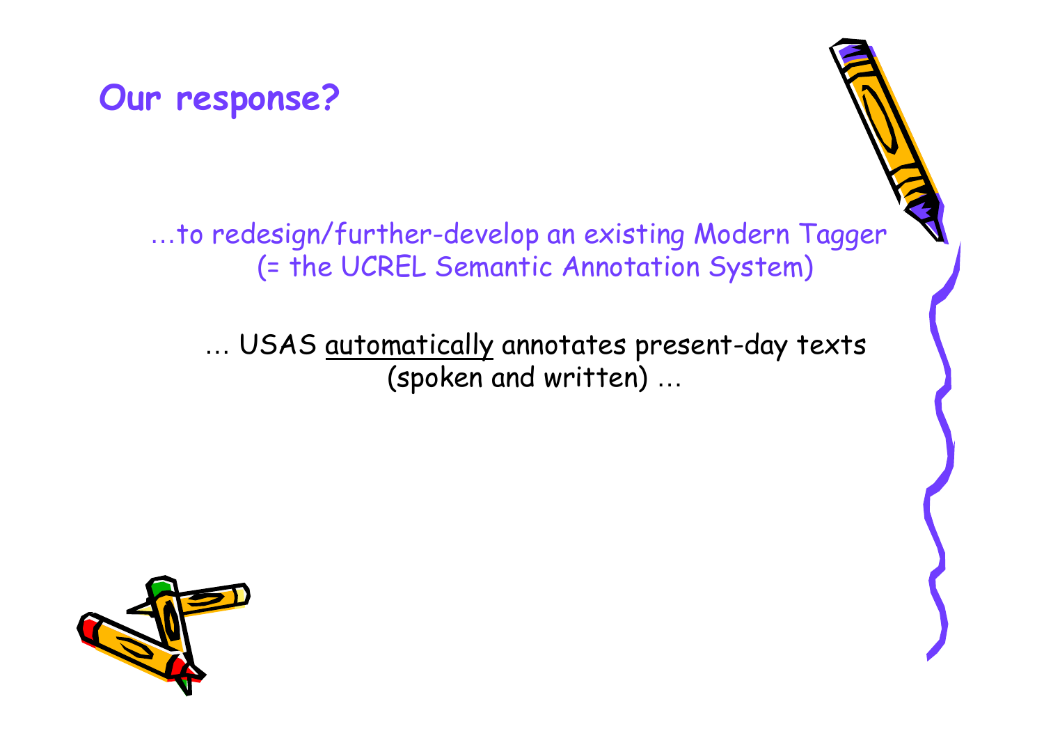## Our response?

…to redesign/further-develop an existing Modern Tagger (= the UCREL Semantic Annotation System)

… USAS automatically annotates present-day texts (spoken and written) …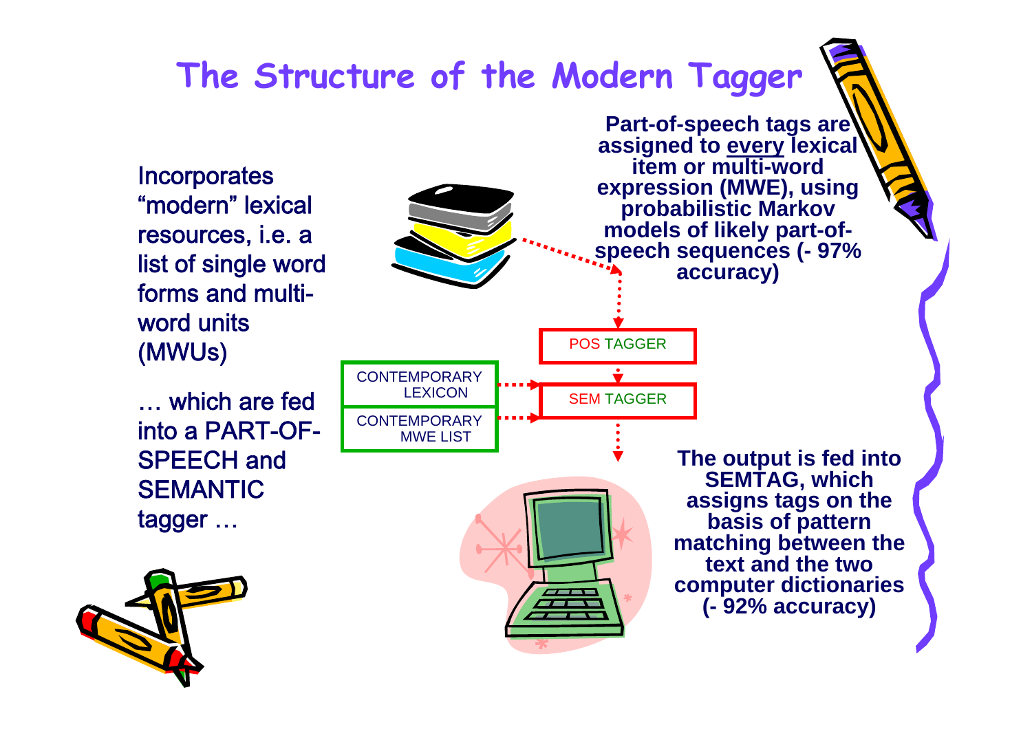# The Structure of the Modern Tagger

Incorporates "modern" lexical resources, i.e. a list of single word forms and multi-word units (MWUs)

… which are fed into a PART-OF-SPEECH and SEMANTIC tagger …

**Part-of-speech tags are assigned to every lexical item or multi-word expression (MWE), using probabilistic Markov models of likely part-of-speech sequences (- 97% accuracy)**

POS TAGGER

CONTEMPORARY LEXICON

CONTEMPORARY MWE LIST

SEM TAGGER

**The output is fed into SEMTAG, which assigns tags on the basis of pattern matching between the text and the two computer dictionaries (- 92% accuracy)**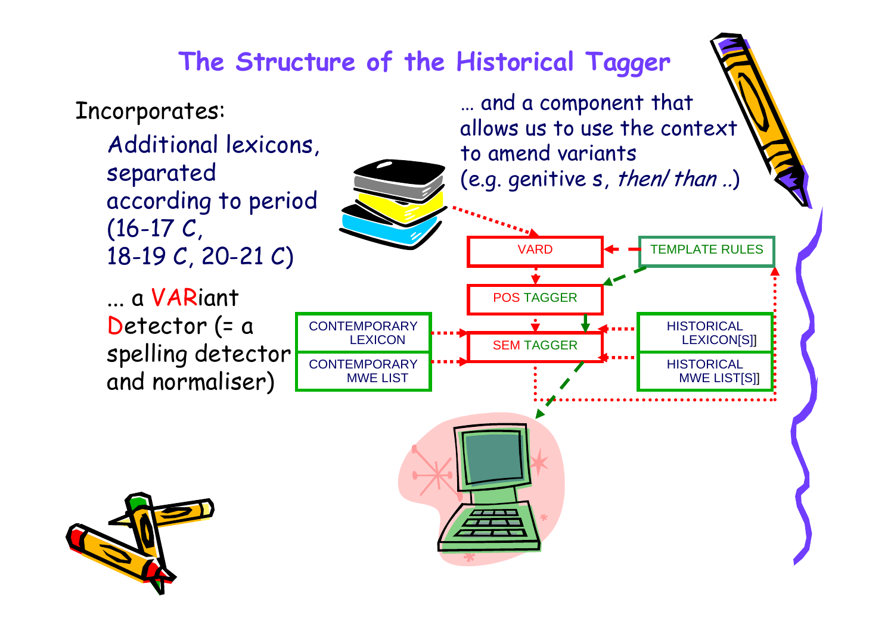# The Structure of the Historical Tagger

Incorporates:

Additional lexicons, separated according to period (16-17 C, 18-19 C, 20-21 C)

... a VARiant Detector (= a spelling detector and normaliser)

... and a component that allows us to use the context to amend variants (e.g. genitive s, *then/ than* ..)

VARD

TEMPLATE RULES

POS TAGGER

CONTEMPORARY LEXICON

CONTEMPORARY MWE LIST

SEM TAGGER

HISTORICAL LEXICON[S]]

HISTORICAL MWE LIST[S]]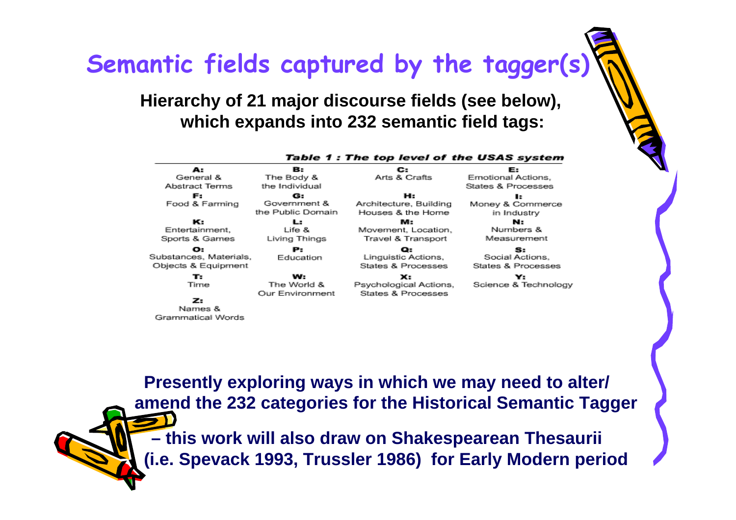# Semantic fields captured by the tagger(s)

**Hierarchy of 21 major discourse fields (see below), which expands into 232 semantic field tags:**

***Table 1 : The top level of the USAS system***

| | | | |
|---|---|---|---|
| **A:** General & Abstract Terms | **B:** The Body & the Individual | **C:** Arts & Crafts | **E:** Emotional Actions, States & Processes |
| **F:** Food & Farming | **G:** Government & the Public Domain | **H:** Architecture, Building Houses & the Home | **I:** Money & Commerce in Industry |
| **K:** Entertainment, Sports & Games | **L:** Life & Living Things | **M:** Movement, Location, Travel & Transport | **N:** Numbers & Measurement |
| **O:** Substances, Materials, Objects & Equipment | **P:** Education | **Q:** Linguistic Actions, States & Processes | **S:** Social Actions, States & Processes |
| **T:** Time | **W:** The World & Our Environment | **X:** Psychological Actions, States & Processes | **Y:** Science & Technology |
| **Z:** Names & Grammatical Words | | | |

**Presently exploring ways in which we may need to alter/ amend the 232 categories for the Historical Semantic Tagger**

**– this work will also draw on Shakespearean Thesaurii (i.e. Spevack 1993, Trussler 1986) for Early Modern period**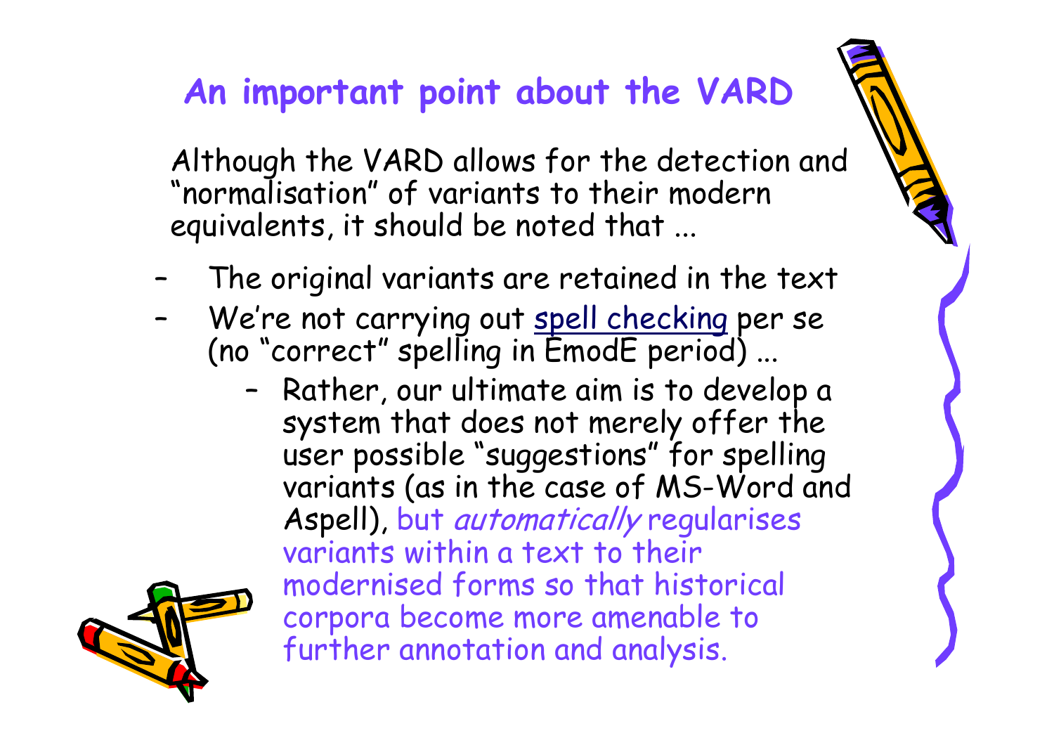## An important point about the VARD

Although the VARD allows for the detection and "normalisation" of variants to their modern equivalents, it should be noted that ...

- The original variants are retained in the text
- We're not carrying out spell checking per se (no "correct" spelling in EmodE period) ...
  - Rather, our ultimate aim is to develop a system that does not merely offer the user possible "suggestions" for spelling variants (as in the case of MS-Word and Aspell), but *automatically* regularises variants within a text to their modernised forms so that historical corpora become more amenable to further annotation and analysis.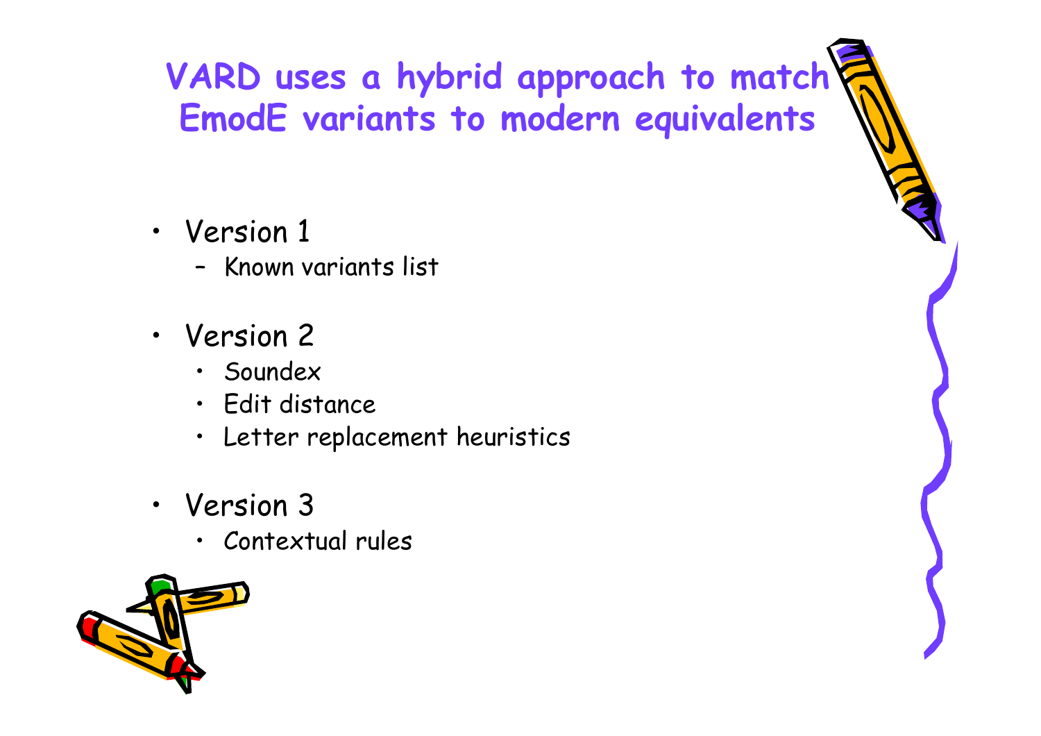# VARD uses a hybrid approach to match EmodE variants to modern equivalents

- Version 1
  - Known variants list
- Version 2
  - Soundex
  - Edit distance
  - Letter replacement heuristics
- Version 3
  - Contextual rules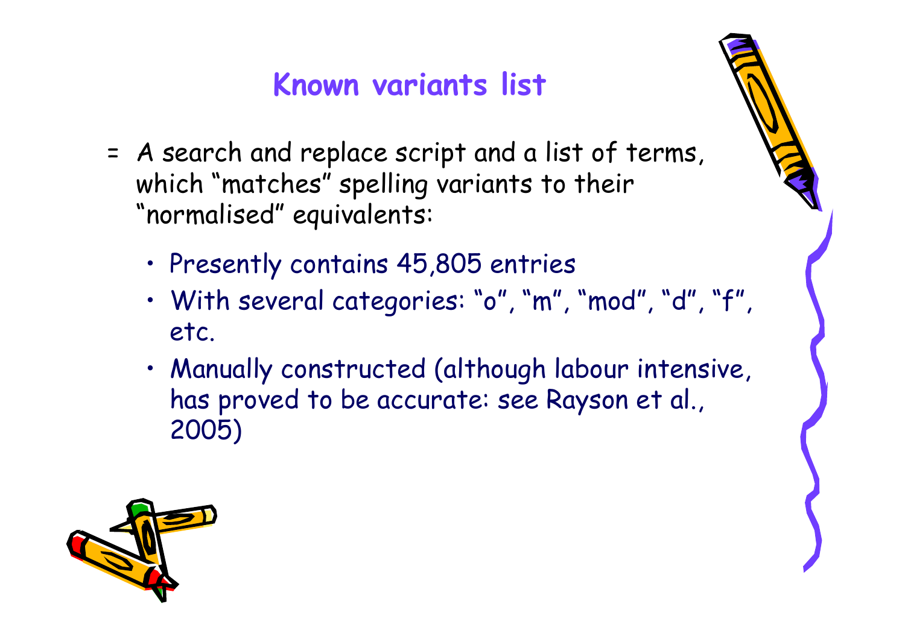# Known variants list

= A search and replace script and a list of terms, which “matches” spelling variants to their “normalised” equivalents:

- Presently contains 45,805 entries
- With several categories: “o”, “m”, “mod”, “d”, “f”, etc.
- Manually constructed (although labour intensive, has proved to be accurate: see Rayson et al., 2005)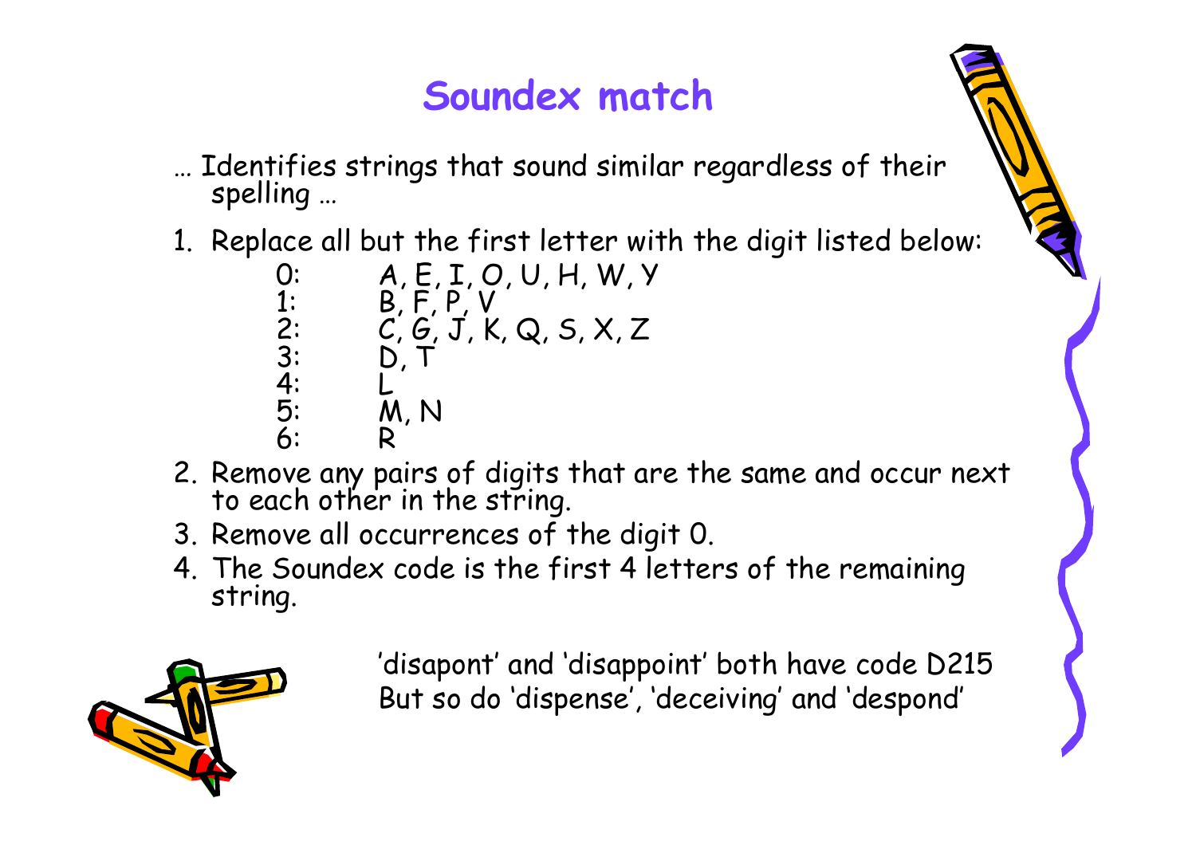# Soundex match

… Identifies strings that sound similar regardless of their spelling …

1. Replace all but the first letter with the digit listed below:

| | |
|---|---|
| 0: | A, E, I, O, U, H, W, Y |
| 1: | B, F, P, V |
| 2: | C, G, J, K, Q, S, X, Z |
| 3: | D, T |
| 4: | L |
| 5: | M, N |
| 6: | R |

2. Remove any pairs of digits that are the same and occur next to each other in the string.
3. Remove all occurrences of the digit 0.
4. The Soundex code is the first 4 letters of the remaining string.

'disapont' and 'disappoint' both have code D215
But so do 'dispense', 'deceiving' and 'despond'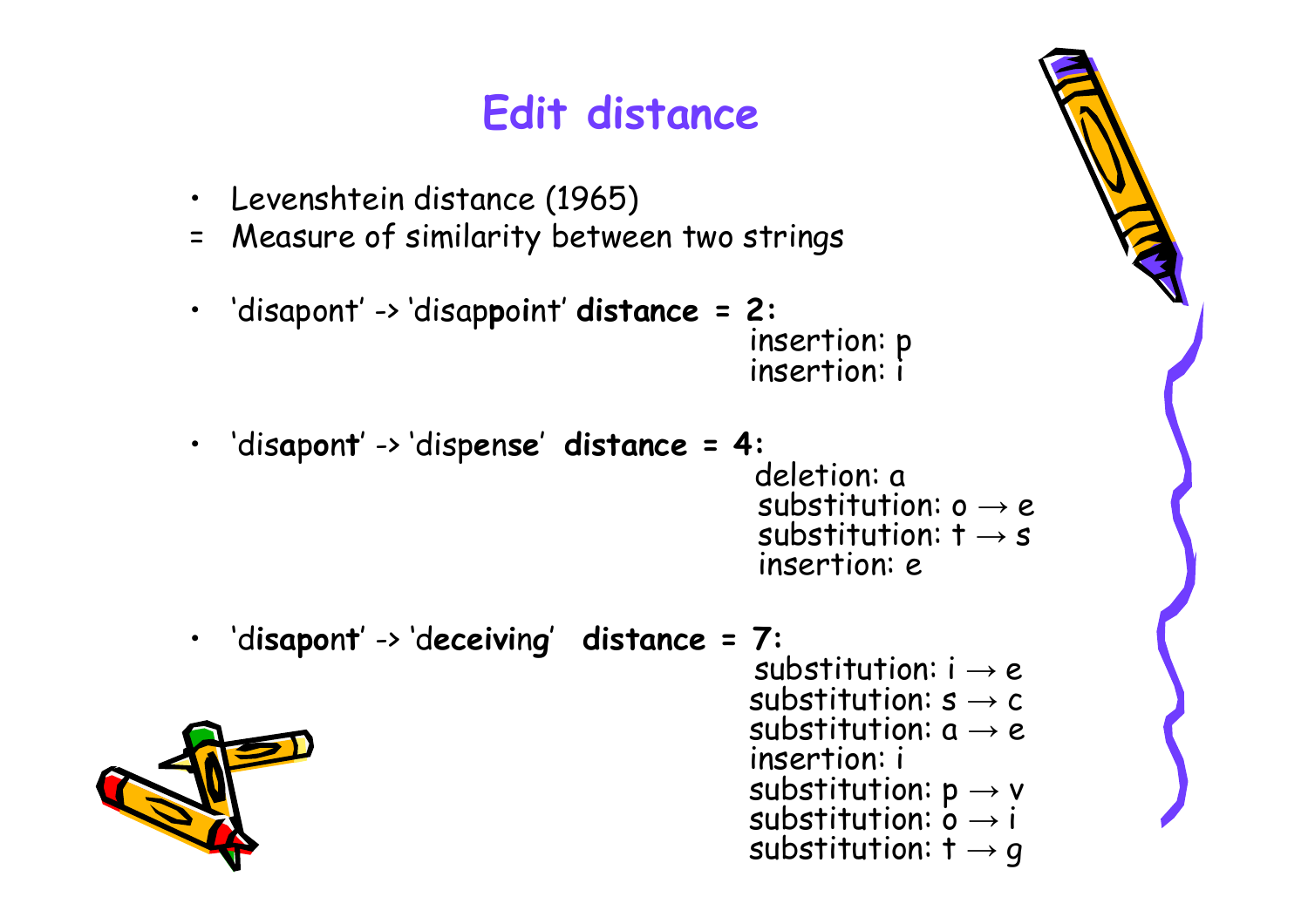# Edit distance

- Levenshtein distance (1965)

= Measure of similarity between two strings

- 'disapont' -> 'disap**p**o**i**nt' **distance = 2:**
  - insertion: p
  - insertion: i

- 'dis**apont**' -> 'disp**ense**' **distance = 4:**
  - deletion: a
  - substitution: o → e
  - substitution: t → s
  - insertion: e

- 'd**isapont**' -> 'd**eceiving**' **distance = 7:**
  - substitution: i → e
  - substitution: s → c
  - substitution: a → e
  - insertion: i
  - substitution: p → v
  - substitution: o → i
  - substitution: t → g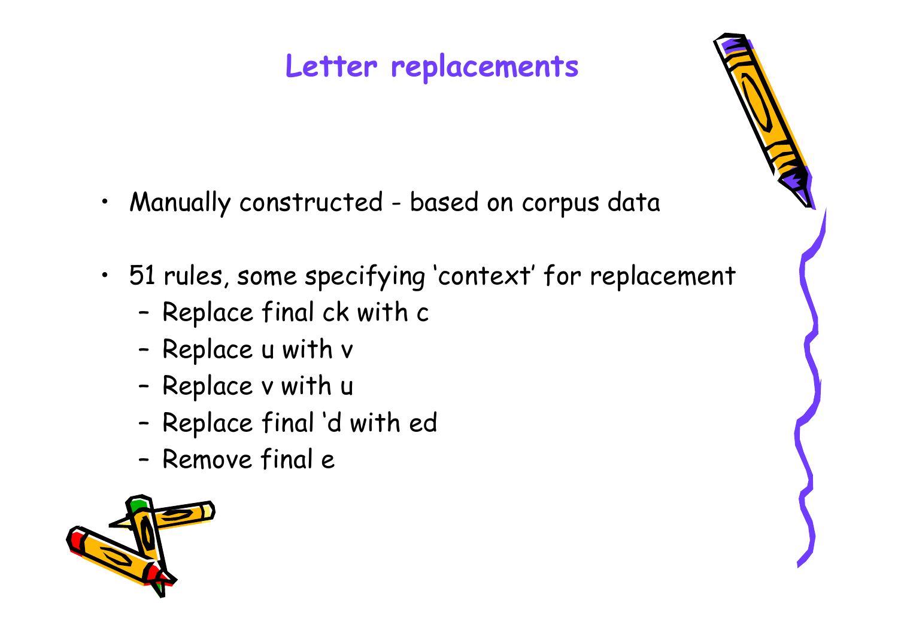# Letter replacements

- Manually constructed - based on corpus data
- 51 rules, some specifying ‘context’ for replacement
  - Replace final ck with c
  - Replace u with v
  - Replace v with u
  - Replace final ‘d with ed
  - Remove final e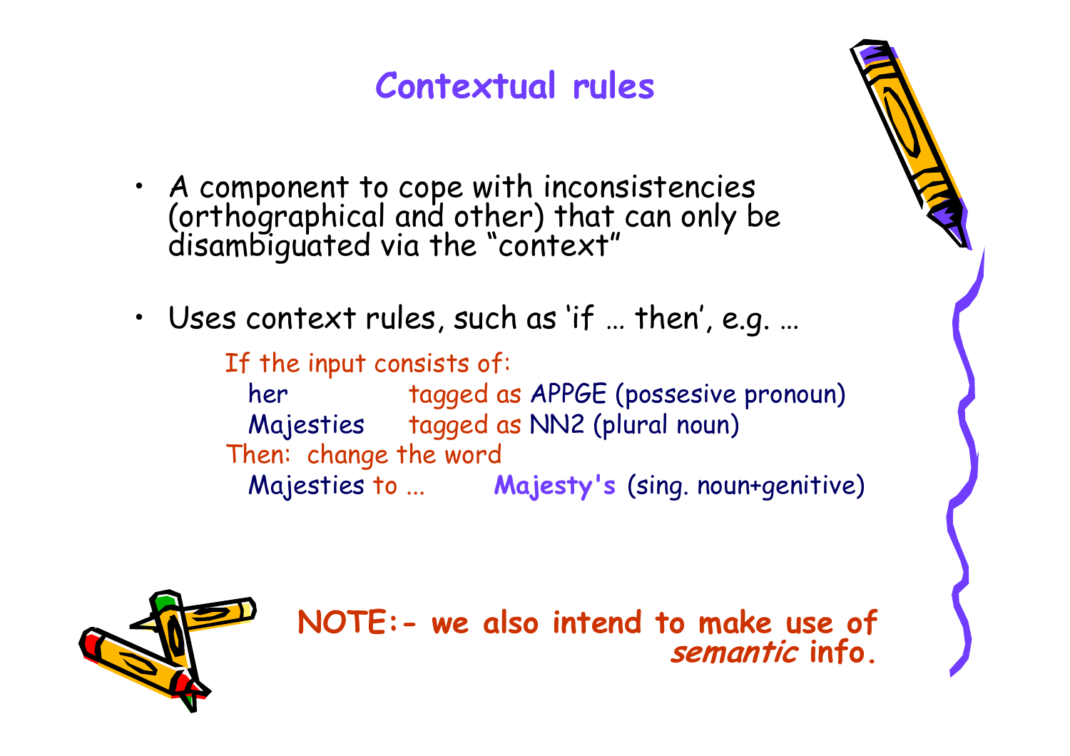# Contextual rules

- A component to cope with inconsistencies (orthographical and other) that can only be disambiguated via the "context"
- Uses context rules, such as 'if … then', e.g. …

  If the input consists of:
    her tagged as APPGE (possesive pronoun)
    Majesties tagged as NN2 (plural noun)
  Then: change the word
    Majesties to ... **Majesty's** (sing. noun+genitive)

**NOTE:- we also intend to make use of *semantic* info.**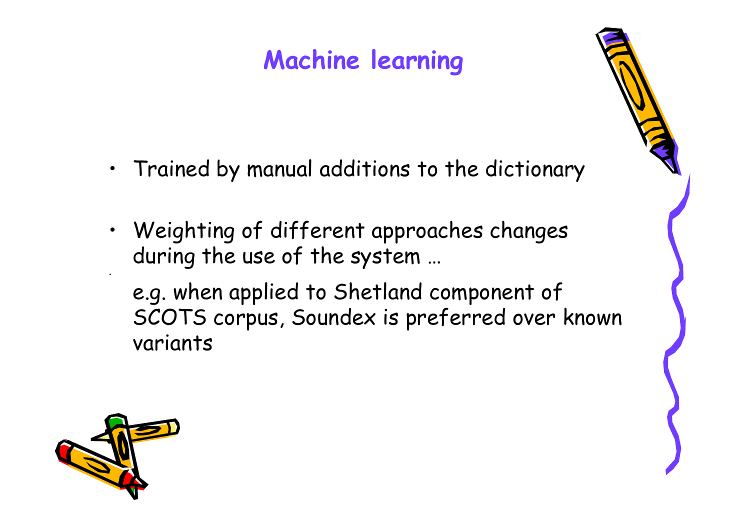# Machine learning

- Trained by manual additions to the dictionary
- Weighting of different approaches changes during the use of the system …

  e.g. when applied to Shetland component of SCOTS corpus, Soundex is preferred over known variants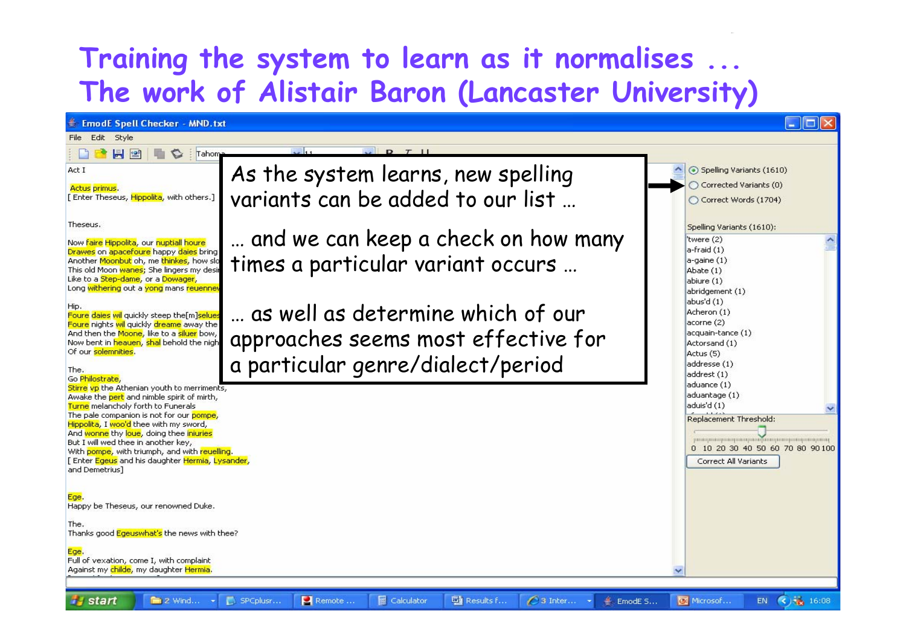# Training the system to learn as it normalises ... The work of Alistair Baron (Lancaster University)

EmodE Spell Checker - MND.txt

File Edit Style

Act I

Actus primus.
[ Enter Theseus, Hippolita, with others.]

Theseus.

Now faire Hippolita, our nuptiall houre
Drawes on apacefoure happy daies bring
Another Moonbut oh, me thinkes, how slo
This old Moon wanes; She lingers my desi
Like to a Step-dame, or a Dowager,
Long withering out a yong mans reuennew

Hip.
Foure daies wil quickly steep the[m]selues
Foure nights wil quickly dreame away the
And then the Moone, like to a siluer bow,
Now bent in heauen, shal behold the nigh
Of our solemnities.

The.
Go Philostrate,
Stirre vp the Athenian youth to merriments,
Awake the pert and nimble spirit of mirth,
Turne melancholy forth to Funerals
The pale companion is not for our pompe,
Hippolita, I woo'd thee with my sword,
And wonne thy loue, doing thee iniuries
But I will wed thee in another key,
With pompe, with triumph, and with reuelling.
[ Enter Egeus and his daughter Hermia, Lysander,
and Demetrius]

Ege.
Happy be Theseus, our renowned Duke.

The.
Thanks good Egeuswhat's the news with thee?

Ege.
Full of vexation, come I, with complaint
Against my childe, my daughter Hermia.

As the system learns, new spelling variants can be added to our list …

… and we can keep a check on how many times a particular variant occurs …

… as well as determine which of our approaches seems most effective for a particular genre/dialect/period

- Spelling Variants (1610)
- Corrected Variants (0)
- Correct Words (1704)

Spelling Variants (1610):

'twere (2)
a-fraid (1)
a-gaine (1)
Abate (1)
abiure (1)
abridgement (1)
abus'd (1)
Acheron (1)
acorne (2)
acquain-tance (1)
Actorsand (1)
Actus (5)
addresse (1)
addrest (1)
aduance (1)
aduantage (1)
aduis'd (1)

Replacement Threshold:

0 10 20 30 40 50 60 70 80 90 100

Correct All Variants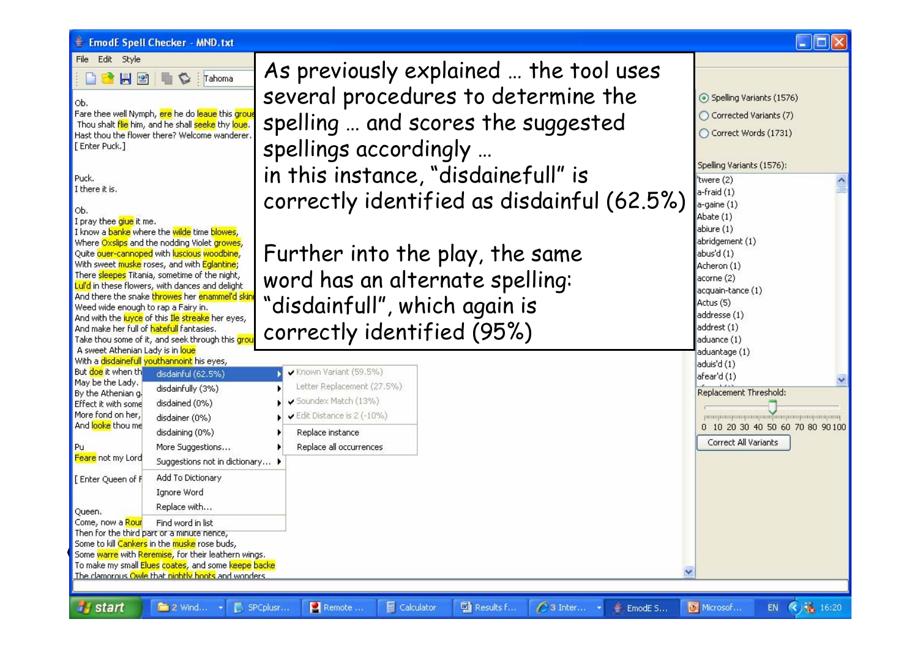As previously explained … the tool uses several procedures to determine the spelling … and scores the suggested spellings accordingly …
in this instance, "disdainefull" is correctly identified as disdainful (62.5%)

Further into the play, the same word has an alternate spelling: "disdainfull", which again is correctly identified (95%)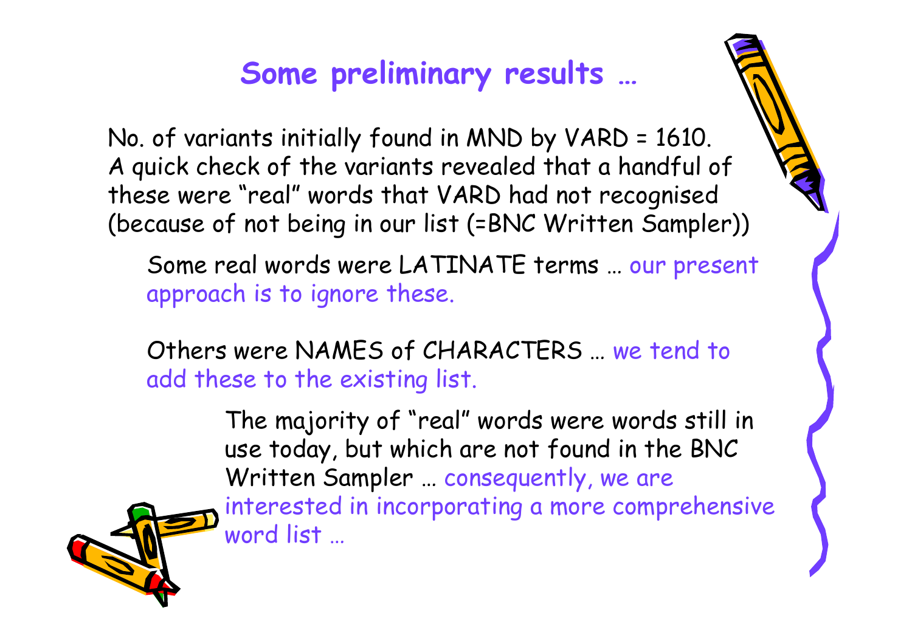# Some preliminary results …

No. of variants initially found in MND by VARD = 1610.
A quick check of the variants revealed that a handful of these were "real" words that VARD had not recognised (because of not being in our list (=BNC Written Sampler))

Some real words were LATINATE terms … our present approach is to ignore these.

Others were NAMES of CHARACTERS … we tend to add these to the existing list.

The majority of "real" words were words still in use today, but which are not found in the BNC Written Sampler … consequently, we are interested in incorporating a more comprehensive word list …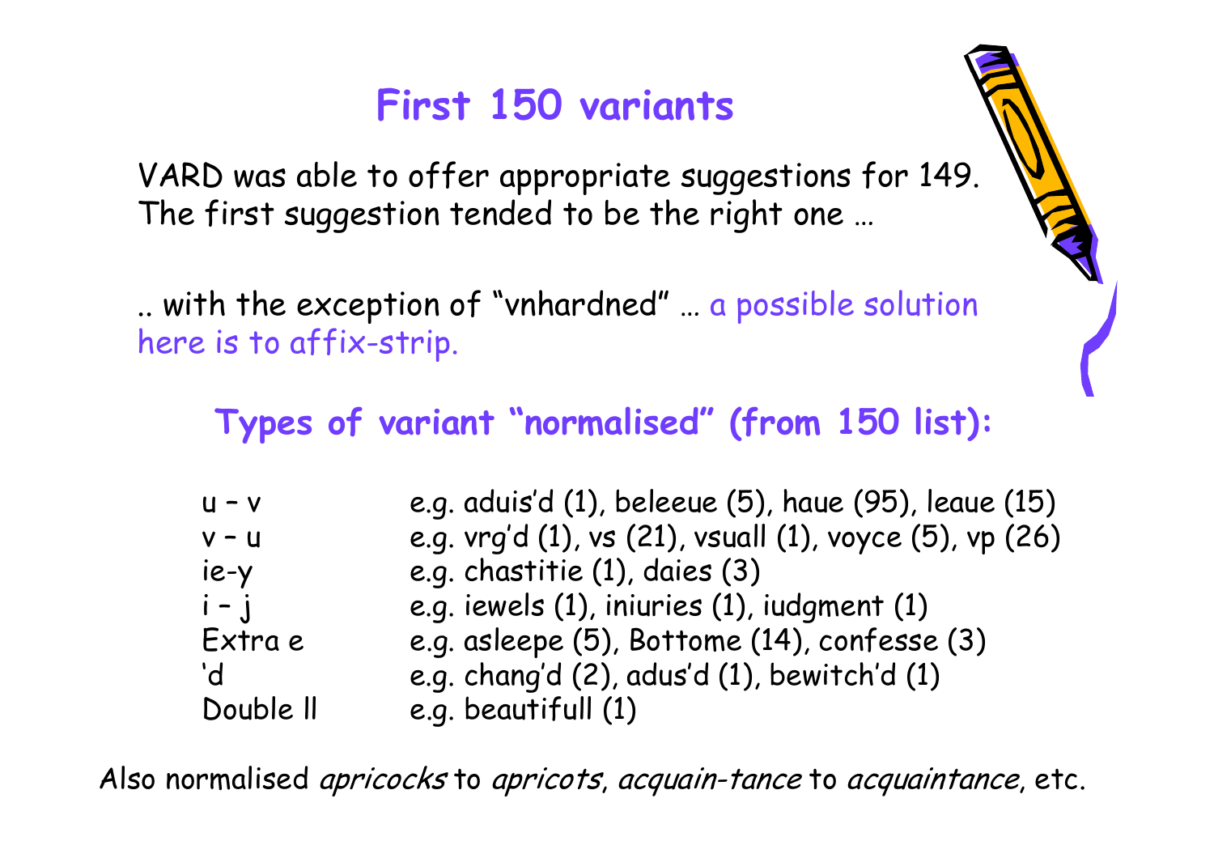# First 150 variants

VARD was able to offer appropriate suggestions for 149. The first suggestion tended to be the right one …

.. with the exception of “vnhardned” … a possible solution here is to affix-strip.

## Types of variant “normalised” (from 150 list):

| | |
|---|---|
| u – v | e.g. aduis’d (1), beleeue (5), haue (95), leaue (15) |
| v – u | e.g. vrg’d (1), vs (21), vsuall (1), voyce (5), vp (26) |
| ie-y | e.g. chastitie (1), daies (3) |
| i – j | e.g. iewels (1), iniuries (1), iudgment (1) |
| Extra e | e.g. asleepe (5), Bottome (14), confesse (3) |
| ‘d | e.g. chang’d (2), adus’d (1), bewitch’d (1) |
| Double ll | e.g. beautifull (1) |

Also normalised *apricocks* to *apricots*, *acquain-tance* to *acquaintance*, etc.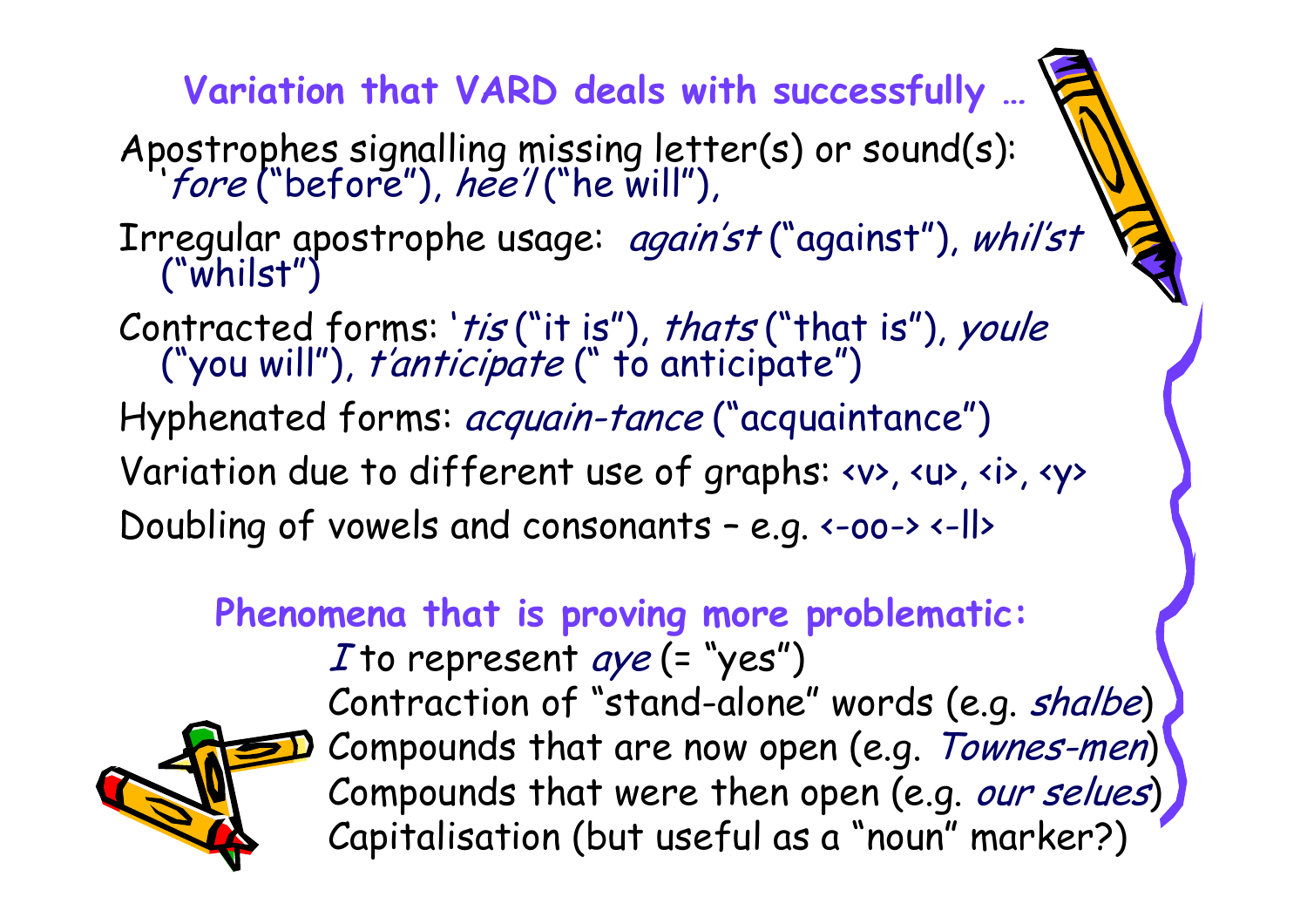## Variation that VARD deals with successfully …

Apostrophes signalling missing letter(s) or sound(s): *'fore* ("before"), *hee'l* ("he will"),

Irregular apostrophe usage: *again'st* ("against"), *whil'st* ("whilst")

Contracted forms: *'tis* ("it is"), *thats* ("that is"), *youle* ("you will"), *t'anticipate* (" to anticipate")

Hyphenated forms: *acquain-tance* ("acquaintance")

Variation due to different use of graphs: <v>, <u>, <i>, <y>

Doubling of vowels and consonants – e.g. <-oo-> <-ll>

## Phenomena that is proving more problematic:

- *I* to represent *aye* (= "yes")
- Contraction of "stand-alone" words (e.g. *shalbe*)
- Compounds that are now open (e.g. *Townes-men*)
- Compounds that were then open (e.g. *our selues*)
- Capitalisation (but useful as a "noun" marker?)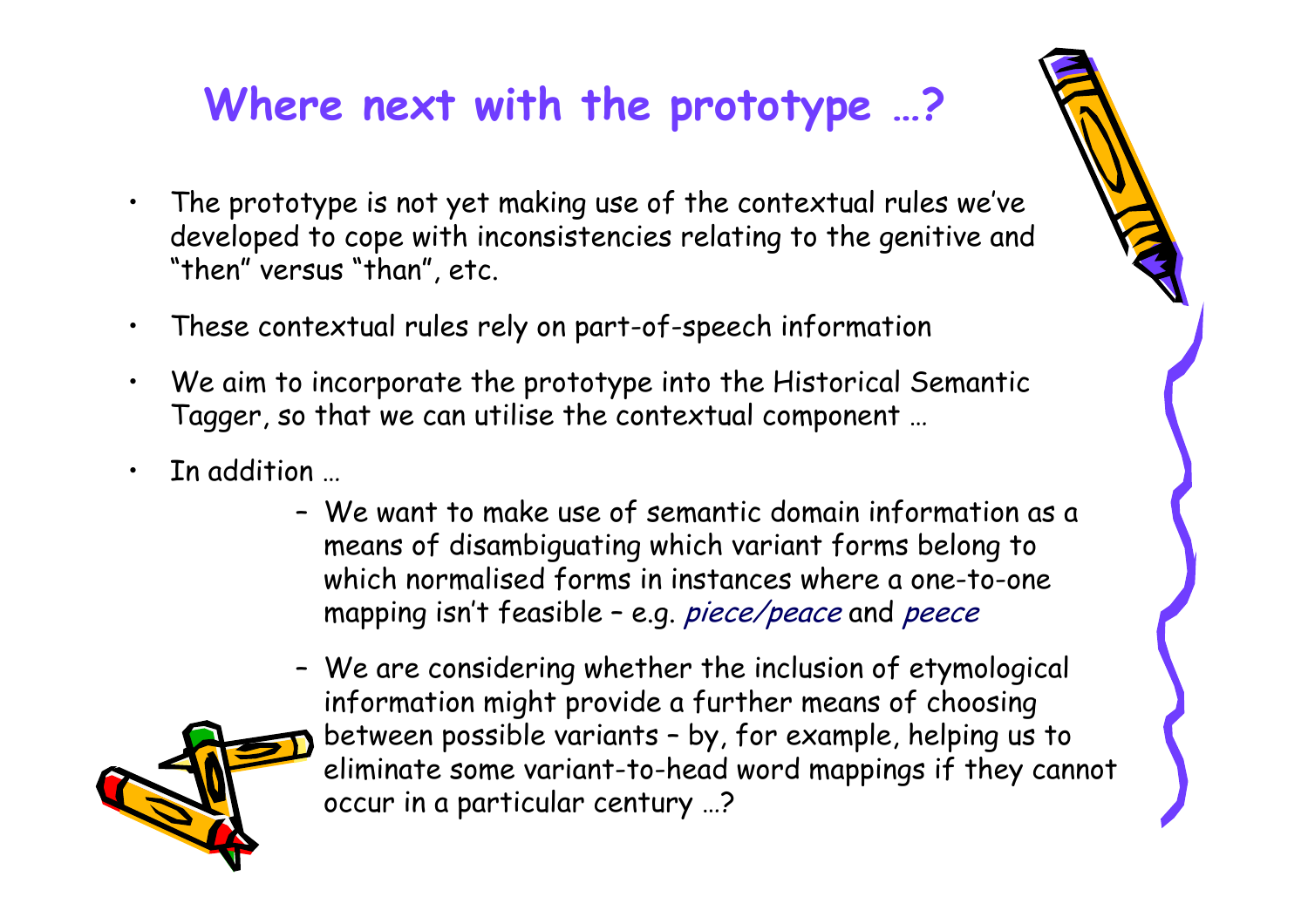# Where next with the prototype …?

- The prototype is not yet making use of the contextual rules we've developed to cope with inconsistencies relating to the genitive and "then" versus "than", etc.
- These contextual rules rely on part-of-speech information
- We aim to incorporate the prototype into the Historical Semantic Tagger, so that we can utilise the contextual component …
- In addition …
  - We want to make use of semantic domain information as a means of disambiguating which variant forms belong to which normalised forms in instances where a one-to-one mapping isn't feasible – e.g. *piece/peace* and *peece*
  - We are considering whether the inclusion of etymological information might provide a further means of choosing between possible variants – by, for example, helping us to eliminate some variant-to-head word mappings if they cannot occur in a particular century …?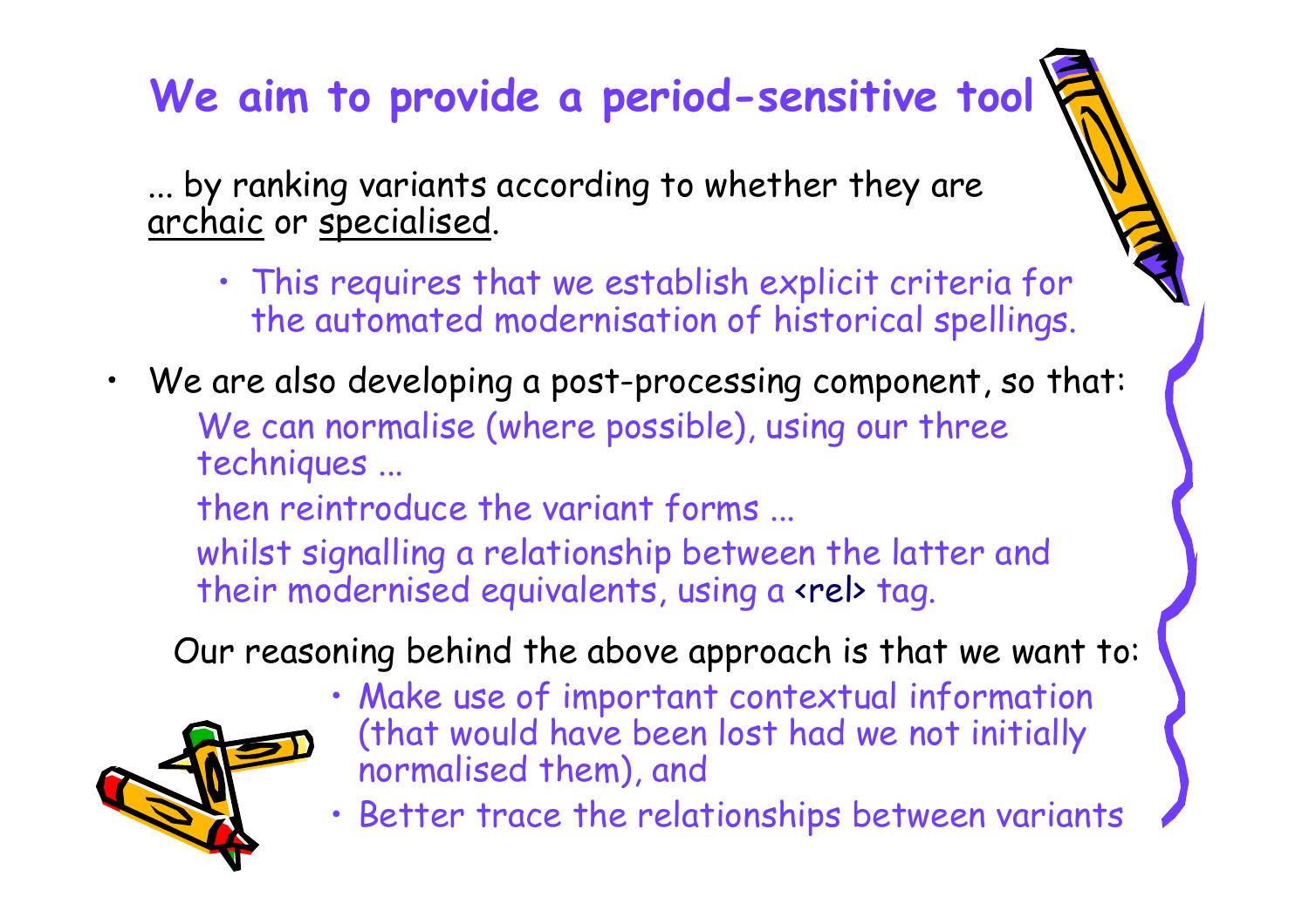# We aim to provide a period-sensitive tool

... by ranking variants according to whether they are <u>archaic</u> or <u>specialised</u>.

- This requires that we establish explicit criteria for the automated modernisation of historical spellings.

- We are also developing a post-processing component, so that:

  We can normalise (where possible), using our three techniques ...

  then reintroduce the variant forms ...

  whilst signalling a relationship between the latter and their modernised equivalents, using a <rel> tag.

Our reasoning behind the above approach is that we want to:

- Make use of important contextual information (that would have been lost had we not initially normalised them), and
- Better trace the relationships between variants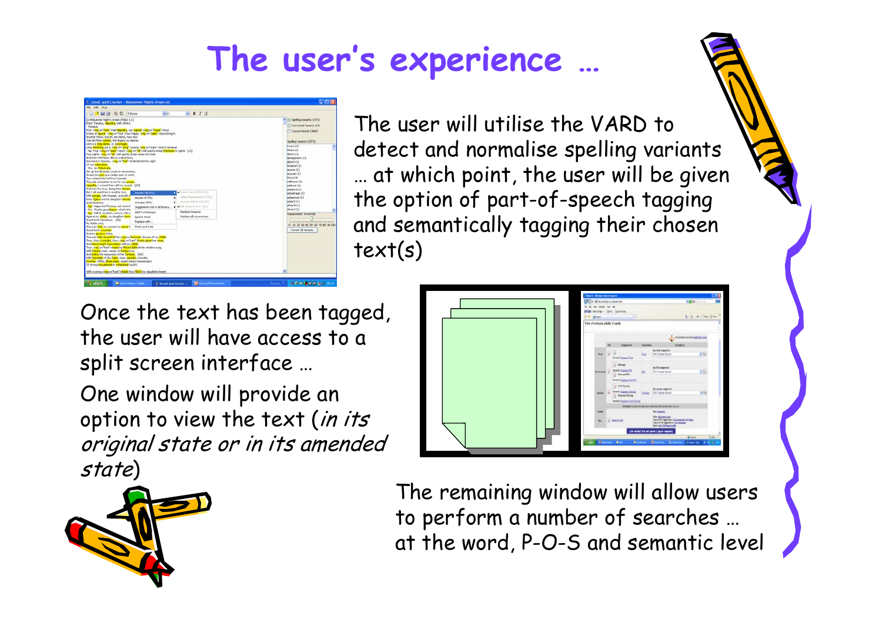# The user's experience …

The user will utilise the VARD to detect and normalise spelling variants … at which point, the user will be given the option of part-of-speech tagging and semantically tagging their chosen text(s)

Once the text has been tagged, the user will have access to a split screen interface …

One window will provide an option to view the text (*in its original state or in its amended state*)

The remaining window will allow users to perform a number of searches … at the word, P-O-S and semantic level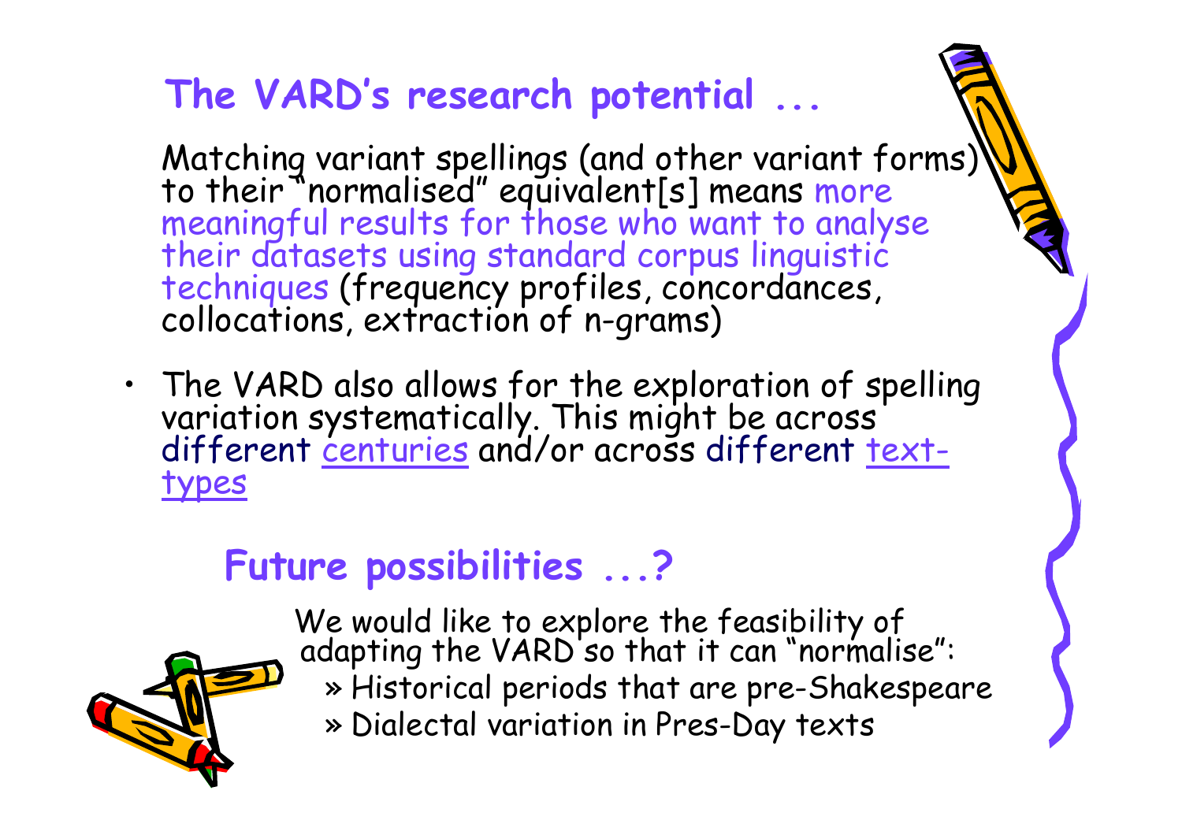## The VARD's research potential ...

Matching variant spellings (and other variant forms) to their "normalised" equivalent[s] means more meaningful results for those who want to analyse their datasets using standard corpus linguistic techniques (frequency profiles, concordances, collocations, extraction of n-grams)

- The VARD also allows for the exploration of spelling variation systematically. This might be across different centuries and/or across different text-types

## Future possibilities ...?

We would like to explore the feasibility of adapting the VARD so that it can "normalise":

» Historical periods that are pre-Shakespeare

» Dialectal variation in Pres-Day texts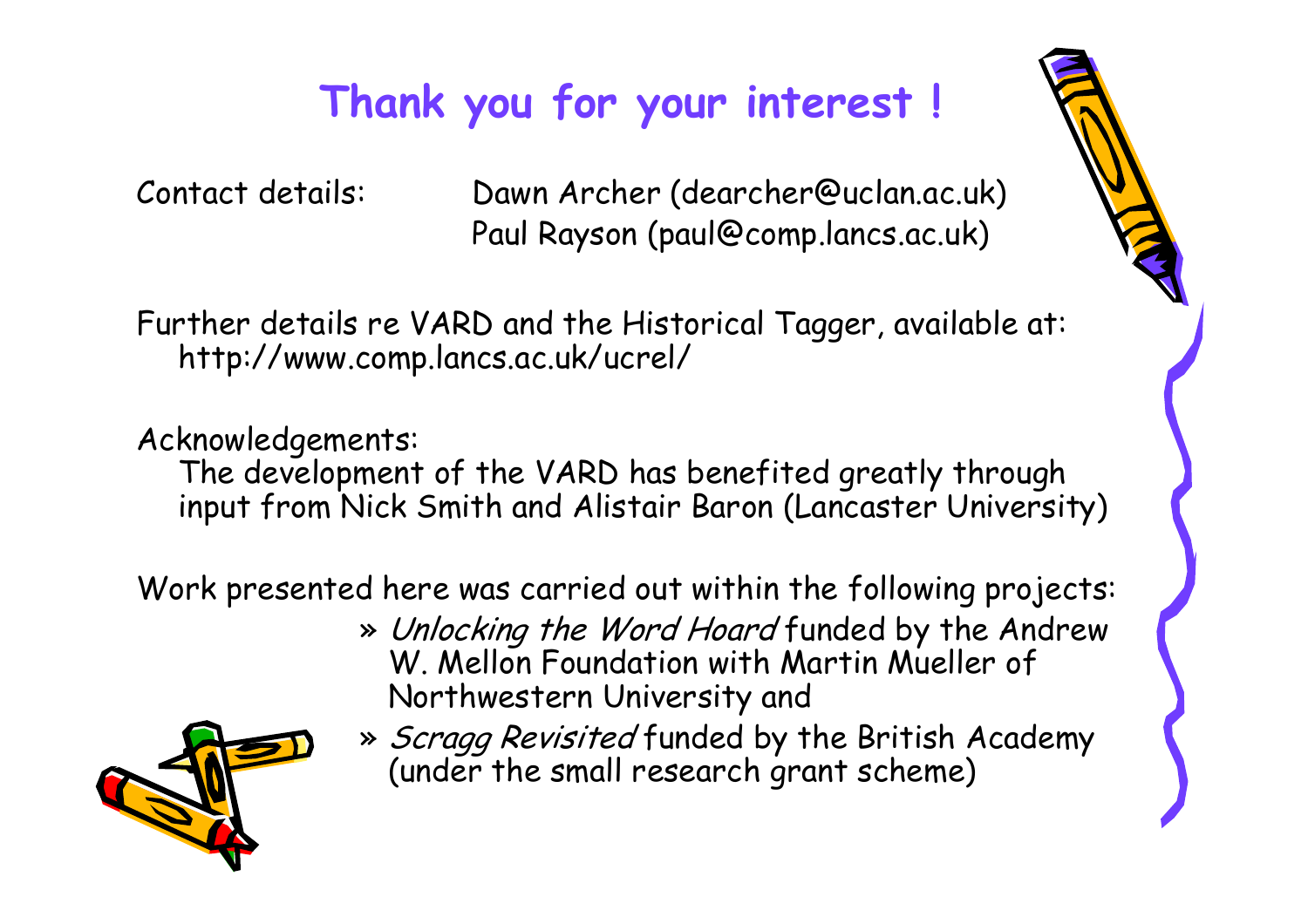# Thank you for your interest !

Contact details: Dawn Archer (dearcher@uclan.ac.uk)
Paul Rayson (paul@comp.lancs.ac.uk)

Further details re VARD and the Historical Tagger, available at:
http://www.comp.lancs.ac.uk/ucrel/

Acknowledgements:
The development of the VARD has benefited greatly through input from Nick Smith and Alistair Baron (Lancaster University)

Work presented here was carried out within the following projects:

- » *Unlocking the Word Hoard* funded by the Andrew W. Mellon Foundation with Martin Mueller of Northwestern University and
- » *Scragg Revisited* funded by the British Academy (under the small research grant scheme)